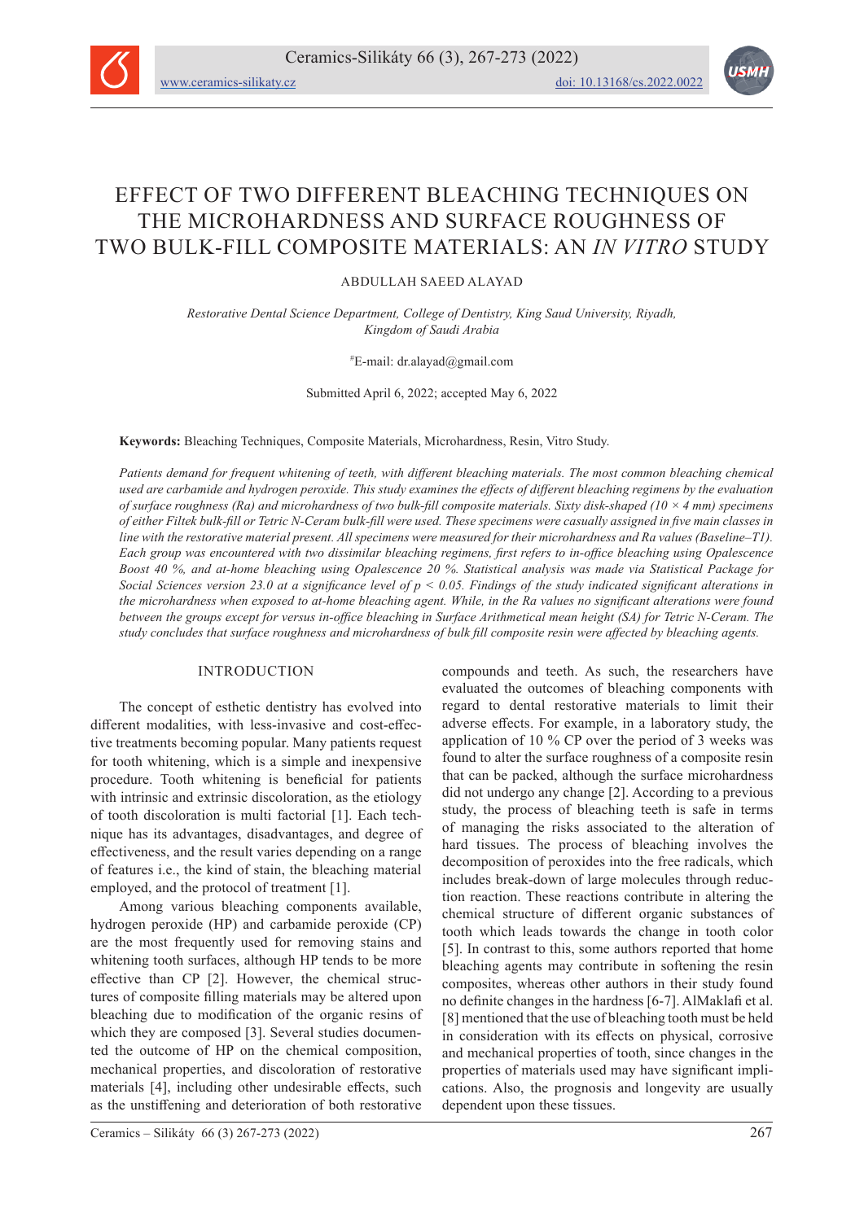# EFFECT OF TWO DIFFERENT BLEACHING TECHNIQUES ON THE MICROHARDNESS AND SURFACE ROUGHNESS OF TWO BULK-FILL COMPOSITE MATERIALS: AN *IN VITRO* STUDY

ABDULLAH SAEED ALAYAD

*Restorative Dental Science Department, College of Dentistry, King Saud University, Riyadh, Kingdom of Saudi Arabia*

#E-mail: dr.alayad@gmail.com

Submitted April 6, 2022; accepted May 6, 2022

**Keywords:** Bleaching Techniques, Composite Materials, Microhardness, Resin, Vitro Study.

*Patients demand for frequent whitening of teeth, with different bleaching materials. The most common bleaching chemical used are carbamide and hydrogen peroxide. This study examines the effects of different bleaching regimens by the evaluation of surface roughness (Ra) and microhardness of two bulk-fill composite materials. Sixty disk-shaped (10 × 4 mm) specimens of either Filtek bulk-fill or Tetric N-Ceram bulk-fill were used. These specimens were casually assigned in five main classes in line with the restorative material present. All specimens were measured for their microhardness and Ra values (Baseline–T1). Each group was encountered with two dissimilar bleaching regimens, first refers to in-office bleaching using Opalescence Boost 40 %, and at-home bleaching using Opalescence 20 %. Statistical analysis was made via Statistical Package for Social Sciences version 23.0 at a significance level of $p < 0.05$. Findings of the study indicated significant alterations in the microhardness when exposed to at-home bleaching agent. While, in the Ra values no significant alterations were found between the groups except for versus in-office bleaching in Surface Arithmetical mean height (SA) for Tetric N-Ceram. The study concludes that surface roughness and microhardness of bulk fill composite resin were affected by bleaching agents.*

## INTRODUCTION

The concept of esthetic dentistry has evolved into different modalities, with less-invasive and cost-effective treatments becoming popular. Many patients request for tooth whitening, which is a simple and inexpensive procedure. Tooth whitening is beneficial for patients with intrinsic and extrinsic discoloration, as the etiology of tooth discoloration is multi factorial [1]. Each technique has its advantages, disadvantages, and degree of effectiveness, and the result varies depending on a range of features i.e., the kind of stain, the bleaching material employed, and the protocol of treatment [1].

Among various bleaching components available, hydrogen peroxide (HP) and carbamide peroxide (CP) are the most frequently used for removing stains and whitening tooth surfaces, although HP tends to be more effective than CP [2]. However, the chemical structures of composite filling materials may be altered upon bleaching due to modification of the organic resins of which they are composed [3]. Several studies documented the outcome of HP on the chemical composition, mechanical properties, and discoloration of restorative materials [4], including other undesirable effects, such as the unstiffening and deterioration of both restorative compounds and teeth. As such, the researchers have evaluated the outcomes of bleaching components with regard to dental restorative materials to limit their adverse effects. For example, in a laboratory study, the application of 10 % CP over the period of 3 weeks was found to alter the surface roughness of a composite resin that can be packed, although the surface microhardness did not undergo any change [2]. According to a previous study, the process of bleaching teeth is safe in terms of managing the risks associated to the alteration of hard tissues. The process of bleaching involves the decomposition of peroxides into the free radicals, which includes break-down of large molecules through reduction reaction. These reactions contribute in altering the chemical structure of different organic substances of tooth which leads towards the change in tooth color [5]. In contrast to this, some authors reported that home bleaching agents may contribute in softening the resin composites, whereas other authors in their study found no definite changes in the hardness [6-7]. AlMaklafi et al. [8] mentioned that the use of bleaching tooth must be held in consideration with its effects on physical, corrosive and mechanical properties of tooth, since changes in the properties of materials used may have significant implications. Also, the prognosis and longevity are usually dependent upon these tissues.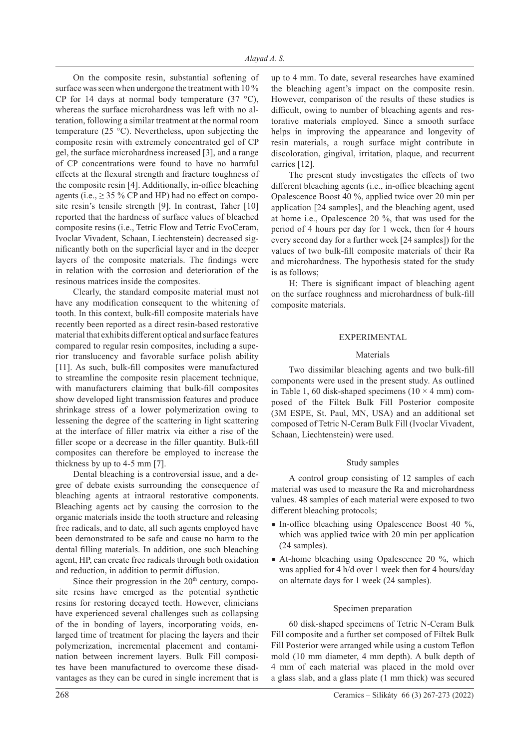On the composite resin, substantial softening of surface was seen when undergone the treatment with 10 % CP for 14 days at normal body temperature (37 °C), whereas the surface microhardness was left with no alteration, following a similar treatment at the normal room temperature (25 °C). Nevertheless, upon subjecting the composite resin with extremely concentrated gel of CP gel, the surface microhardness increased [3], and a range of CP concentrations were found to have no harmful effects at the flexural strength and fracture toughness of the composite resin [4]. Additionally, in-office bleaching agents (i.e., ≥ 35 % CP and HP) had no effect on composite resin's tensile strength [9]. In contrast, Taher [10] reported that the hardness of surface values of bleached composite resins (i.e., Tetric Flow and Tetric EvoCeram, Ivoclar Vivadent, Schaan, Liechtenstein) decreased significantly both on the superficial layer and in the deeper layers of the composite materials. The findings were in relation with the corrosion and deterioration of the resinous matrices inside the composites.

Clearly, the standard composite material must not have any modification consequent to the whitening of tooth. In this context, bulk-fill composite materials have recently been reported as a direct resin-based restorative material that exhibits different optical and surface features compared to regular resin composites, including a superior translucency and favorable surface polish ability [11]. As such, bulk-fill composites were manufactured to streamline the composite resin placement technique, with manufacturers claiming that bulk-fill composites show developed light transmission features and produce shrinkage stress of a lower polymerization owing to lessening the degree of the scattering in light scattering at the interface of filler matrix via either a rise of the filler scope or a decrease in the filler quantity. Bulk-fill composites can therefore be employed to increase the thickness by up to 4-5 mm [7].

Dental bleaching is a controversial issue, and a degree of debate exists surrounding the consequence of bleaching agents at intraoral restorative components. Bleaching agents act by causing the corrosion to the organic materials inside the tooth structure and releasing free radicals, and to date, all such agents employed have been demonstrated to be safe and cause no harm to the dental filling materials. In addition, one such bleaching agent, HP, can create free radicals through both oxidation and reduction, in addition to permit diffusion.

Since their progression in the 20th century, composite resins have emerged as the potential synthetic resins for restoring decayed teeth. However, clinicians have experienced several challenges such as collapsing of the in bonding of layers, incorporating voids, enlarged time of treatment for placing the layers and their polymerization, incremental placement and contamination between increment layers. Bulk Fill composites have been manufactured to overcome these disadvantages as they can be cured in single increment that is up to 4 mm. To date, several researches have examined the bleaching agent's impact on the composite resin. However, comparison of the results of these studies is difficult, owing to number of bleaching agents and restorative materials employed. Since a smooth surface helps in improving the appearance and longevity of resin materials, a rough surface might contribute in discoloration, gingival, irritation, plaque, and recurrent carries [12].

The present study investigates the effects of two different bleaching agents (i.e., in-office bleaching agent Opalescence Boost 40 %, applied twice over 20 min per application [24 samples], and the bleaching agent, used at home i.e., Opalescence 20 %, that was used for the period of 4 hours per day for 1 week, then for 4 hours every second day for a further week [24 samples]) for the values of two bulk-fill composite materials of their Ra and microhardness. The hypothesis stated for the study is as follows;

H: There is significant impact of bleaching agent on the surface roughness and microhardness of bulk-fill composite materials.

## EXPERIMENTAL

### Materials

Two dissimilar bleaching agents and two bulk-fill components were used in the present study. As outlined in Table 1, 60 disk-shaped specimens (10 × 4 mm) composed of the Filtek Bulk Fill Posterior composite (3M ESPE, St. Paul, MN, USA) and an additional set composed of Tetric N-Ceram Bulk Fill (Ivoclar Vivadent, Schaan, Liechtenstein) were used.

### Study samples

A control group consisting of 12 samples of each material was used to measure the Ra and microhardness values. 48 samples of each material were exposed to two different bleaching protocols;

- In-office bleaching using Opalescence Boost 40 %, which was applied twice with 20 min per application (24 samples).
- At-home bleaching using Opalescence 20 %, which was applied for 4 h/d over 1 week then for 4 hours/day on alternate days for 1 week (24 samples).

### Specimen preparation

60 disk-shaped specimens of Tetric N-Ceram Bulk Fill composite and a further set composed of Filtek Bulk Fill Posterior were arranged while using a custom Teflon mold (10 mm diameter, 4 mm depth). A bulk depth of 4 mm of each material was placed in the mold over a glass slab, and a glass plate (1 mm thick) was secured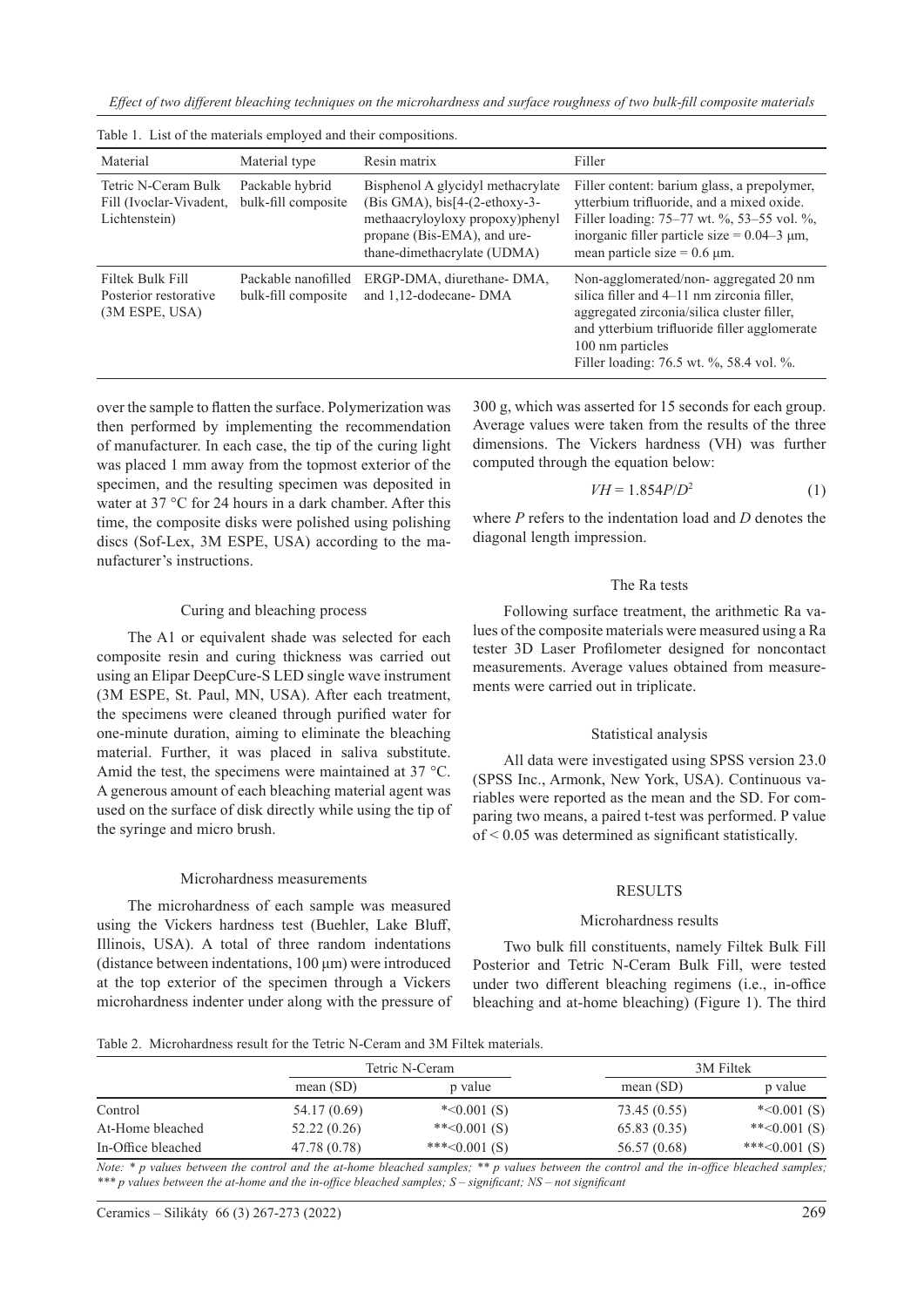Table 1. List of the materials employed and their compositions.

| Material | Material type | Resin matrix | Filler |
|---|---|---|---|
| Tetric N-Ceram Bulk Fill (Ivoclar-Vivadent, Lichtenstein) | Packable hybrid bulk-fill composite | Bisphenol A glycidyl methacrylate (Bis GMA), bis[4-(2-ethoxy-3-methaacryloyloxy propoxy)phenyl propane (Bis-EMA), and urethane-dimethacrylate (UDMA) | Filler content: barium glass, a prepolymer, ytterbium trifluoride, and a mixed oxide. Filler loading: 75–77 wt. %, 53–55 vol. %, inorganic filler particle size = 0.04–3 μm, mean particle size = 0.6 μm. |
| Filtek Bulk Fill Posterior restorative (3M ESPE, USA) | Packable nanofilled bulk-fill composite | ERGP-DMA, diurethane- DMA, and 1,12-dodecane- DMA | Non-agglomerated/non- aggregated 20 nm silica filler and 4–11 nm zirconia filler, aggregated zirconia/silica cluster filler, and ytterbium trifluoride filler agglomerate 100 nm particles Filler loading: 76.5 wt. %, 58.4 vol. %. |

over the sample to flatten the surface. Polymerization was then performed by implementing the recommendation of manufacturer. In each case, the tip of the curing light was placed 1 mm away from the topmost exterior of the specimen, and the resulting specimen was deposited in water at 37 °C for 24 hours in a dark chamber. After this time, the composite disks were polished using polishing discs (Sof-Lex, 3M ESPE, USA) according to the manufacturer's instructions.

### Curing and bleaching process

The A1 or equivalent shade was selected for each composite resin and curing thickness was carried out using an Elipar DeepCure-S LED single wave instrument (3M ESPE, St. Paul, MN, USA). After each treatment, the specimens were cleaned through purified water for one-minute duration, aiming to eliminate the bleaching material. Further, it was placed in saliva substitute. Amid the test, the specimens were maintained at 37 °C. A generous amount of each bleaching material agent was used on the surface of disk directly while using the tip of the syringe and micro brush.

### Microhardness measurements

The microhardness of each sample was measured using the Vickers hardness test (Buehler, Lake Bluff, Illinois, USA). A total of three random indentations (distance between indentations, 100 μm) were introduced at the top exterior of the specimen through a Vickers microhardness indenter under along with the pressure of 300 g, which was asserted for 15 seconds for each group. Average values were taken from the results of the three dimensions. The Vickers hardness (VH) was further computed through the equation below:

$$VH = 1.854P/D^2 \tag{1}$$

where $P$ refers to the indentation load and $D$ denotes the diagonal length impression.

### The Ra tests

Following surface treatment, the arithmetic Ra values of the composite materials were measured using a Ra tester 3D Laser Profilometer designed for noncontact measurements. Average values obtained from measurements were carried out in triplicate.

### Statistical analysis

All data were investigated using SPSS version 23.0 (SPSS Inc., Armonk, New York, USA). Continuous variables were reported as the mean and the SD. For comparing two means, a paired t-test was performed. P value of < 0.05 was determined as significant statistically.

## RESULTS

### Microhardness results

Two bulk fill constituents, namely Filtek Bulk Fill Posterior and Tetric N-Ceram Bulk Fill, were tested under two different bleaching regimens (i.e., in-office bleaching and at-home bleaching) (Figure 1). The third

Table 2. Microhardness result for the Tetric N-Ceram and 3M Filtek materials.

| | Tetric N-Ceram | | 3M Filtek | |
|---|---|---|---|---|
| | mean (SD) | p value | mean (SD) | p value |
| Control | 54.17 (0.69) | *<0.001 (S) | 73.45 (0.55) | *<0.001 (S) |
| At-Home bleached | 52.22 (0.26) | **<0.001 (S) | 65.83 (0.35) | **<0.001 (S) |
| In-Office bleached | 47.78 (0.78) | ***<0.001 (S) | 56.57 (0.68) | ***<0.001 (S) |

*Note: * p values between the control and the at-home bleached samples; ** p values between the control and the in-office bleached samples; *** p values between the at-home and the in-office bleached samples; S – significant; NS – not significant*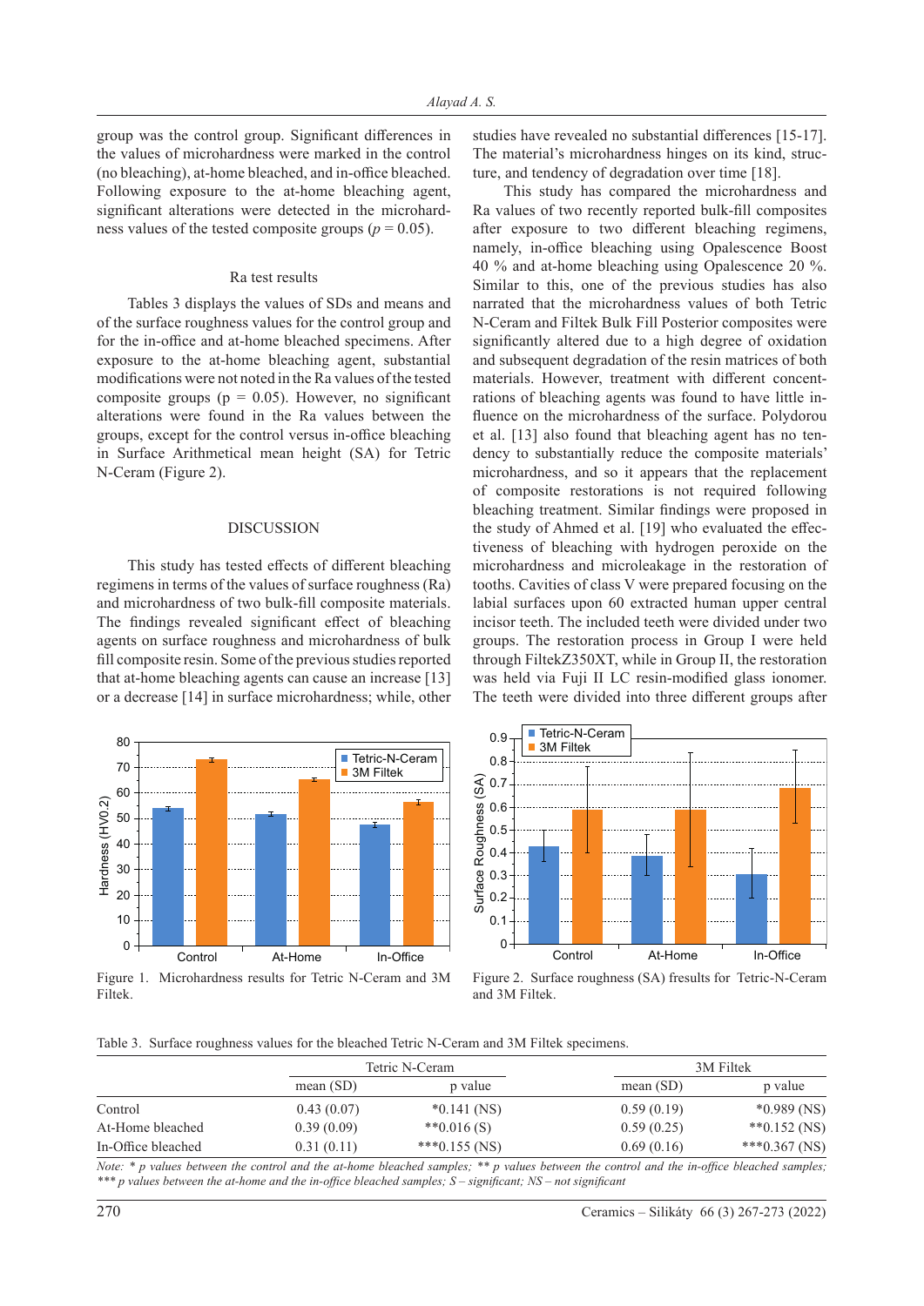group was the control group. Significant differences in the values of microhardness were marked in the control (no bleaching), at-home bleached, and in-office bleached. Following exposure to the at-home bleaching agent, significant alterations were detected in the microhardness values of the tested composite groups ($p = 0.05$).

### Ra test results

Tables 3 displays the values of SDs and means and of the surface roughness values for the control group and for the in-office and at-home bleached specimens. After exposure to the at-home bleaching agent, substantial modifications were not noted in the Ra values of the tested composite groups ($p = 0.05$). However, no significant alterations were found in the Ra values between the groups, except for the control versus in-office bleaching in Surface Arithmetical mean height (SA) for Tetric N-Ceram (Figure 2).

## DISCUSSION

This study has tested effects of different bleaching regimens in terms of the values of surface roughness (Ra) and microhardness of two bulk-fill composite materials. The findings revealed significant effect of bleaching agents on surface roughness and microhardness of bulk fill composite resin. Some of the previous studies reported that at-home bleaching agents can cause an increase [13] or a decrease [14] in surface microhardness; while, other studies have revealed no substantial differences [15-17]. The material's microhardness hinges on its kind, structure, and tendency of degradation over time [18].

This study has compared the microhardness and Ra values of two recently reported bulk-fill composites after exposure to two different bleaching regimens, namely, in-office bleaching using Opalescence Boost 40 % and at-home bleaching using Opalescence 20 %. Similar to this, one of the previous studies has also narrated that the microhardness values of both Tetric N-Ceram and Filtek Bulk Fill Posterior composites were significantly altered due to a high degree of oxidation and subsequent degradation of the resin matrices of both materials. However, treatment with different concentrations of bleaching agents was found to have little influence on the microhardness of the surface. Polydorou et al. [13] also found that bleaching agent has no tendency to substantially reduce the composite materials' microhardness, and so it appears that the replacement of composite restorations is not required following bleaching treatment. Similar findings were proposed in the study of Ahmed et al. [19] who evaluated the effectiveness of bleaching with hydrogen peroxide on the microhardness and microleakage in the restoration of tooths. Cavities of class V were prepared focusing on the labial surfaces upon 60 extracted human upper central incisor teeth. The included teeth were divided under two groups. The restoration process in Group I were held through FiltekZ350XT, while in Group II, the restoration was held via Fuji II LC resin-modified glass ionomer. The teeth were divided into three different groups after

Figure 1. Microhardness results for Tetric N-Ceram and 3M Filtek.

Figure 2. Surface roughness (SA) fresults for Tetric-N-Ceram and 3M Filtek.

Table 3. Surface roughness values for the bleached Tetric N-Ceram and 3M Filtek specimens.

| | Tetric N-Ceram | | 3M Filtek | |
|---|---|---|---|---|
| | mean (SD) | p value | mean (SD) | p value |
| Control | 0.43 (0.07) | *0.141 (NS) | 0.59 (0.19) | *0.989 (NS) |
| At-Home bleached | 0.39 (0.09) | **0.016 (S) | 0.59 (0.25) | **0.152 (NS) |
| In-Office bleached | 0.31 (0.11) | ***0.155 (NS) | 0.69 (0.16) | ***0.367 (NS) |

*Note: * p values between the control and the at-home bleached samples; ** p values between the control and the in-office bleached samples; *** p values between the at-home and the in-office bleached samples; S – significant; NS – not significant*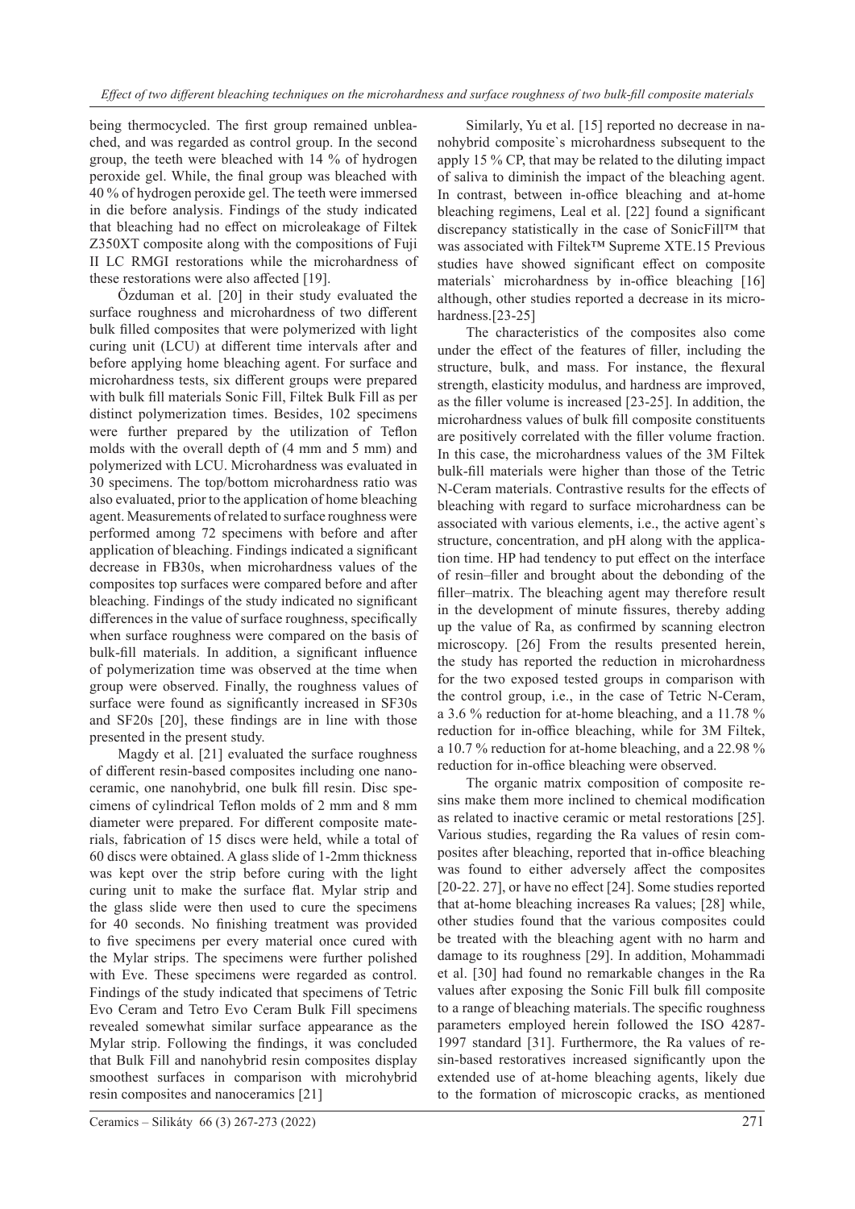being thermocycled. The first group remained unbleached, and was regarded as control group. In the second group, the teeth were bleached with 14 % of hydrogen peroxide gel. While, the final group was bleached with 40 % of hydrogen peroxide gel. The teeth were immersed in die before analysis. Findings of the study indicated that bleaching had no effect on microleakage of Filtek Z350XT composite along with the compositions of Fuji II LC RMGI restorations while the microhardness of these restorations were also affected [19].

Özduman et al. [20] in their study evaluated the surface roughness and microhardness of two different bulk filled composites that were polymerized with light curing unit (LCU) at different time intervals after and before applying home bleaching agent. For surface and microhardness tests, six different groups were prepared with bulk fill materials Sonic Fill, Filtek Bulk Fill as per distinct polymerization times. Besides, 102 specimens were further prepared by the utilization of Teflon molds with the overall depth of (4 mm and 5 mm) and polymerized with LCU. Microhardness was evaluated in 30 specimens. The top/bottom microhardness ratio was also evaluated, prior to the application of home bleaching agent. Measurements of related to surface roughness were performed among 72 specimens with before and after application of bleaching. Findings indicated a significant decrease in FB30s, when microhardness values of the composites top surfaces were compared before and after bleaching. Findings of the study indicated no significant differences in the value of surface roughness, specifically when surface roughness were compared on the basis of bulk-fill materials. In addition, a significant influence of polymerization time was observed at the time when group were observed. Finally, the roughness values of surface were found as significantly increased in SF30s and SF20s [20], these findings are in line with those presented in the present study.

Magdy et al. [21] evaluated the surface roughness of different resin-based composites including one nanoceramic, one nanohybrid, one bulk fill resin. Disc specimens of cylindrical Teflon molds of 2 mm and 8 mm diameter were prepared. For different composite materials, fabrication of 15 discs were held, while a total of 60 discs were obtained. A glass slide of 1-2mm thickness was kept over the strip before curing with the light curing unit to make the surface flat. Mylar strip and the glass slide were then used to cure the specimens for 40 seconds. No finishing treatment was provided to five specimens per every material once cured with the Mylar strips. The specimens were further polished with Eve. These specimens were regarded as control. Findings of the study indicated that specimens of Tetric Evo Ceram and Tetro Evo Ceram Bulk Fill specimens revealed somewhat similar surface appearance as the Mylar strip. Following the findings, it was concluded that Bulk Fill and nanohybrid resin composites display smoothest surfaces in comparison with microhybrid resin composites and nanoceramics [21]

Similarly, Yu et al. [15] reported no decrease in nanohybrid composite`s microhardness subsequent to the apply 15 % CP, that may be related to the diluting impact of saliva to diminish the impact of the bleaching agent. In contrast, between in-office bleaching and at-home bleaching regimens, Leal et al. [22] found a significant discrepancy statistically in the case of SonicFill™ that was associated with Filtek™ Supreme XTE.15 Previous studies have showed significant effect on composite materials` microhardness by in-office bleaching [16] although, other studies reported a decrease in its microhardness.[23-25]

The characteristics of the composites also come under the effect of the features of filler, including the structure, bulk, and mass. For instance, the flexural strength, elasticity modulus, and hardness are improved, as the filler volume is increased [23-25]. In addition, the microhardness values of bulk fill composite constituents are positively correlated with the filler volume fraction. In this case, the microhardness values of the 3M Filtek bulk-fill materials were higher than those of the Tetric N-Ceram materials. Contrastive results for the effects of bleaching with regard to surface microhardness can be associated with various elements, i.e., the active agent`s structure, concentration, and pH along with the application time. HP had tendency to put effect on the interface of resin–filler and brought about the debonding of the filler–matrix. The bleaching agent may therefore result in the development of minute fissures, thereby adding up the value of Ra, as confirmed by scanning electron microscopy. [26] From the results presented herein, the study has reported the reduction in microhardness for the two exposed tested groups in comparison with the control group, i.e., in the case of Tetric N-Ceram, a 3.6 % reduction for at-home bleaching, and a 11.78 % reduction for in-office bleaching, while for 3M Filtek, a 10.7 % reduction for at-home bleaching, and a 22.98 % reduction for in-office bleaching were observed.

The organic matrix composition of composite resins make them more inclined to chemical modification as related to inactive ceramic or metal restorations [25]. Various studies, regarding the Ra values of resin composites after bleaching, reported that in-office bleaching was found to either adversely affect the composites [20-22. 27], or have no effect [24]. Some studies reported that at-home bleaching increases Ra values; [28] while, other studies found that the various composites could be treated with the bleaching agent with no harm and damage to its roughness [29]. In addition, Mohammadi et al. [30] had found no remarkable changes in the Ra values after exposing the Sonic Fill bulk fill composite to a range of bleaching materials. The specific roughness parameters employed herein followed the ISO 4287-1997 standard [31]. Furthermore, the Ra values of resin-based restoratives increased significantly upon the extended use of at-home bleaching agents, likely due to the formation of microscopic cracks, as mentioned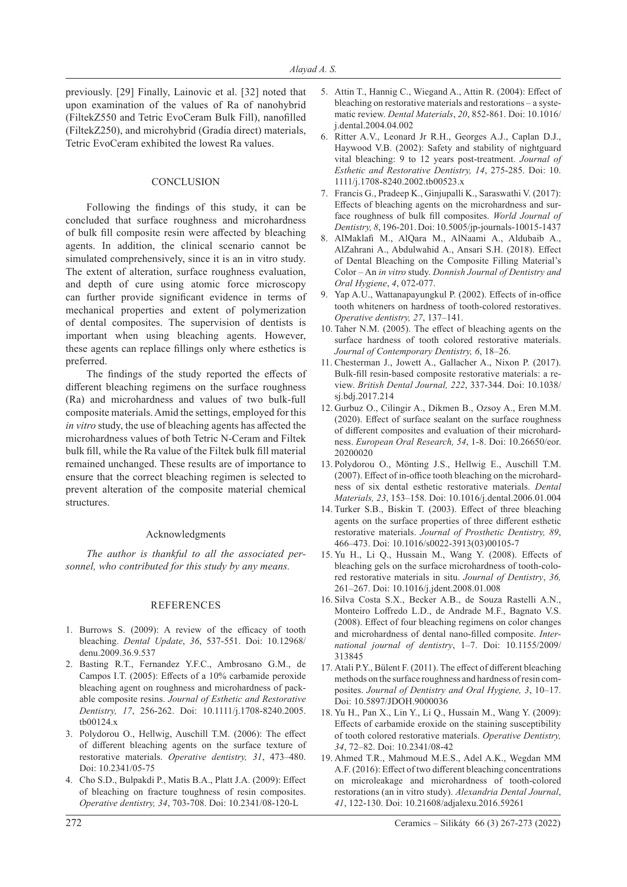previously. [29] Finally, Lainovic et al. [32] noted that upon examination of the values of Ra of nanohybrid (FiltekZ550 and Tetric EvoCeram Bulk Fill), nanofilled (FiltekZ250), and microhybrid (Gradia direct) materials, Tetric EvoCeram exhibited the lowest Ra values.

## CONCLUSION

Following the findings of this study, it can be concluded that surface roughness and microhardness of bulk fill composite resin were affected by bleaching agents. In addition, the clinical scenario cannot be simulated comprehensively, since it is an in vitro study. The extent of alteration, surface roughness evaluation, and depth of cure using atomic force microscopy can further provide significant evidence in terms of mechanical properties and extent of polymerization of dental composites. The supervision of dentists is important when using bleaching agents. However, these agents can replace fillings only where esthetics is preferred.

The findings of the study reported the effects of different bleaching regimens on the surface roughness (Ra) and microhardness and values of two bulk-full composite materials. Amid the settings, employed for this *in vitro* study, the use of bleaching agents has affected the microhardness values of both Tetric N-Ceram and Filtek bulk fill, while the Ra value of the Filtek bulk fill material remained unchanged. These results are of importance to ensure that the correct bleaching regimen is selected to prevent alteration of the composite material chemical structures.

### Acknowledgments

*The author is thankful to all the associated personnel, who contributed for this study by any means.*

## REFERENCES

1. Burrows S. (2009): A review of the efficacy of tooth bleaching. *Dental Update*, *36*, 537-551. Doi: 10.12968/denu.2009.36.9.537
2. Basting R.T., Fernandez Y.F.C., Ambrosano G.M., de Campos I.T. (2005): Effects of a 10% carbamide peroxide bleaching agent on roughness and microhardness of packable composite resins. *Journal of Esthetic and Restorative Dentistry, 17*, 256-262. Doi: 10.1111/j.1708-8240.2005.tb00124.x
3. Polydorou O., Hellwig, Auschill T.M. (2006): The effect of different bleaching agents on the surface texture of restorative materials. *Operative dentistry, 31*, 473–480. Doi: 10.2341/05-75
4. Cho S.D., Bulpakdi P., Matis B.A., Platt J.A. (2009): Effect of bleaching on fracture toughness of resin composites. *Operative dentistry, 34*, 703-708. Doi: 10.2341/08-120-L
5. Attin T., Hannig C., Wiegand A., Attin R. (2004): Effect of bleaching on restorative materials and restorations – a systematic review. *Dental Materials*, *20*, 852-861. Doi: 10.1016/j.dental.2004.04.002
6. Ritter A.V., Leonard Jr R.H., Georges A.J., Caplan D.J., Haywood V.B. (2002): Safety and stability of nightguard vital bleaching: 9 to 12 years post-treatment. *Journal of Esthetic and Restorative Dentistry, 14*, 275-285. Doi: 10.1111/j.1708-8240.2002.tb00523.x
7. Francis G., Pradeep K., Ginjupalli K., Saraswathi V. (2017): Effects of bleaching agents on the microhardness and surface roughness of bulk fill composites. *World Journal of Dentistry, 8*, 196-201. Doi: 10.5005/jp-journals-10015-1437
8. AlMaklafi M., AlQara M., AlNaami A., Aldubaib A., AlZahrani A., Abdulwahid A., Ansari S.H. (2018). Effect of Dental Bleaching on the Composite Filling Material's Color – An *in vitro* study. *Donnish Journal of Dentistry and Oral Hygiene*, *4*, 072-077.
9. Yap A.U., Wattanapayungkul P. (2002). Effects of in-office tooth whiteners on hardness of tooth-colored restoratives. *Operative dentistry, 27*, 137–141.
10. Taher N.M. (2005). The effect of bleaching agents on the surface hardness of tooth colored restorative materials. *Journal of Contemporary Dentistry, 6*, 18–26.
11. Chesterman J., Jowett A., Gallacher A., Nixon P. (2017). Bulk-fill resin-based composite restorative materials: a review. *British Dental Journal, 222*, 337-344. Doi: 10.1038/sj.bdj.2017.214
12. Gurbuz O., Cilingir A., Dikmen B., Ozsoy A., Eren M.M. (2020). Effect of surface sealant on the surface roughness of different composites and evaluation of their microhardness. *European Oral Research, 54*, 1-8. Doi: 10.26650/eor.20200020
13. Polydorou O., Mönting J.S., Hellwig E., Auschill T.M. (2007). Effect of in-office tooth bleaching on the microhardness of six dental esthetic restorative materials. *Dental Materials, 23*, 153–158. Doi: 10.1016/j.dental.2006.01.004
14. Turker S.B., Biskin T. (2003). Effect of three bleaching agents on the surface properties of three different esthetic restorative materials. *Journal of Prosthetic Dentistry, 89*, 466–473. Doi: 10.1016/s0022-3913(03)00105-7
15. Yu H., Li Q., Hussain M., Wang Y. (2008). Effects of bleaching gels on the surface microhardness of tooth-colored restorative materials in situ. *Journal of Dentistry*, *36,* 261–267. Doi: 10.1016/j.jdent.2008.01.008
16. Silva Costa S.X., Becker A.B., de Souza Rastelli A.N., Monteiro Loffredo L.D., de Andrade M.F., Bagnato V.S. (2008). Effect of four bleaching regimens on color changes and microhardness of dental nano-filled composite. *International journal of dentistry*, 1–7. Doi: 10.1155/2009/313845
17. Atali P.Y., Bülent F. (2011). The effect of different bleaching methods on the surface roughness and hardness of resin composites. *Journal of Dentistry and Oral Hygiene, 3*, 10–17. Doi: 10.5897/JDOH.9000036
18. Yu H., Pan X., Lin Y., Li Q., Hussain M., Wang Y. (2009). Effects of carbamide eroxide on the staining susceptibility of tooth colored restorative materials. *Operative Dentistry, 34*, 72–82. Doi: 10.2341/08-42
19. Ahmed T.R., Mahmoud M.E.S., Adel A.K., Wegdan MM A.F. (2016): Effect of two different bleaching concentrations on microleakage and microhardness of tooth-colored restorations (an in vitro study). *Alexandria Dental Journal*, *41*, 122-130. Doi: 10.21608/adjalexu.2016.59261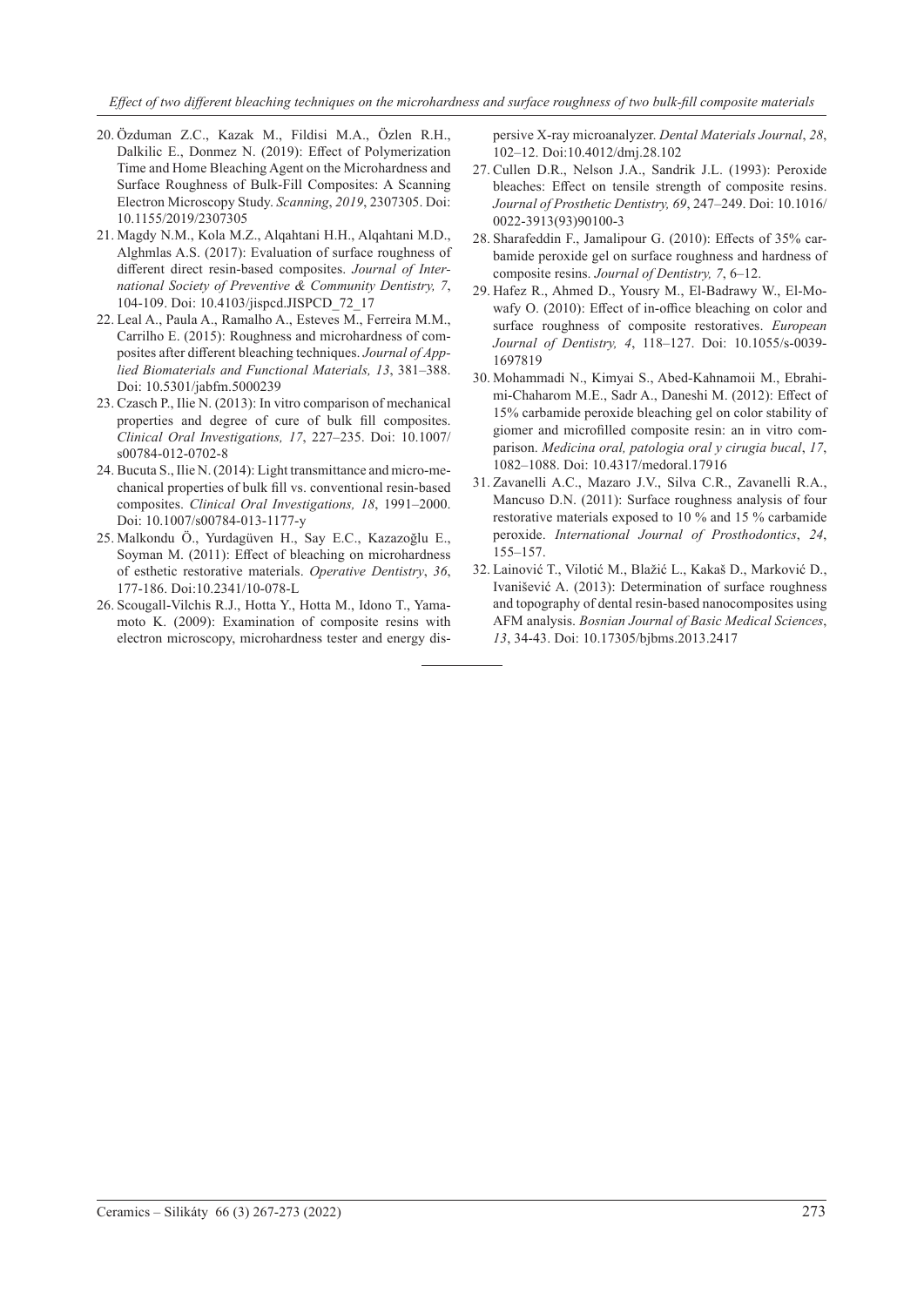20. Özduman Z.C., Kazak M., Fildisi M.A., Özlen R.H., Dalkilic E., Donmez N. (2019): Effect of Polymerization Time and Home Bleaching Agent on the Microhardness and Surface Roughness of Bulk-Fill Composites: A Scanning Electron Microscopy Study. *Scanning*, *2019*, 2307305. Doi: 10.1155/2019/2307305
21. Magdy N.M., Kola M.Z., Alqahtani H.H., Alqahtani M.D., Alghmlas A.S. (2017): Evaluation of surface roughness of different direct resin-based composites. *Journal of International Society of Preventive & Community Dentistry, 7*, 104-109. Doi: 10.4103/jispcd.JISPCD_72_17
22. Leal A., Paula A., Ramalho A., Esteves M., Ferreira M.M., Carrilho E. (2015): Roughness and microhardness of composites after different bleaching techniques. *Journal of Applied Biomaterials and Functional Materials, 13*, 381–388. Doi: 10.5301/jabfm.5000239
23. Czasch P., Ilie N. (2013): In vitro comparison of mechanical properties and degree of cure of bulk fill composites. *Clinical Oral Investigations, 17*, 227–235. Doi: 10.1007/s00784-012-0702-8
24. Bucuta S., Ilie N. (2014): Light transmittance and micro-mechanical properties of bulk fill vs. conventional resin-based composites. *Clinical Oral Investigations, 18*, 1991–2000. Doi: 10.1007/s00784-013-1177-y
25. Malkondu Ö., Yurdagüven H., Say E.C., Kazazoğlu E., Soyman M. (2011): Effect of bleaching on microhardness of esthetic restorative materials. *Operative Dentistry*, *36*, 177-186. Doi:10.2341/10-078-L
26. Scougall-Vilchis R.J., Hotta Y., Hotta M., Idono T., Yamamoto K. (2009): Examination of composite resins with electron microscopy, microhardness tester and energy dispersive X-ray microanalyzer. *Dental Materials Journal*, *28*, 102–12. Doi:10.4012/dmj.28.102
27. Cullen D.R., Nelson J.A., Sandrik J.L. (1993): Peroxide bleaches: Effect on tensile strength of composite resins. *Journal of Prosthetic Dentistry, 69*, 247–249. Doi: 10.1016/0022-3913(93)90100-3
28. Sharafeddin F., Jamalipour G. (2010): Effects of 35% carbamide peroxide gel on surface roughness and hardness of composite resins. *Journal of Dentistry, 7*, 6–12.
29. Hafez R., Ahmed D., Yousry M., El-Badrawy W., El-Mowafy O. (2010): Effect of in-office bleaching on color and surface roughness of composite restoratives. *European Journal of Dentistry, 4*, 118–127. Doi: 10.1055/s-0039-1697819
30. Mohammadi N., Kimyai S., Abed-Kahnamoii M., Ebrahimi-Chaharom M.E., Sadr A., Daneshi M. (2012): Effect of 15% carbamide peroxide bleaching gel on color stability of giomer and microfilled composite resin: an in vitro comparison. *Medicina oral, patologia oral y cirugia bucal*, *17*, 1082–1088. Doi: 10.4317/medoral.17916
31. Zavanelli A.C., Mazaro J.V., Silva C.R., Zavanelli R.A., Mancuso D.N. (2011): Surface roughness analysis of four restorative materials exposed to 10 % and 15 % carbamide peroxide. *International Journal of Prosthodontics*, *24*, 155–157.
32. Lainović T., Vilotić M., Blažić L., Kakaš D., Marković D., Ivanišević A. (2013): Determination of surface roughness and topography of dental resin-based nanocomposites using AFM analysis. *Bosnian Journal of Basic Medical Sciences*, *13*, 34-43. Doi: 10.17305/bjbms.2013.2417